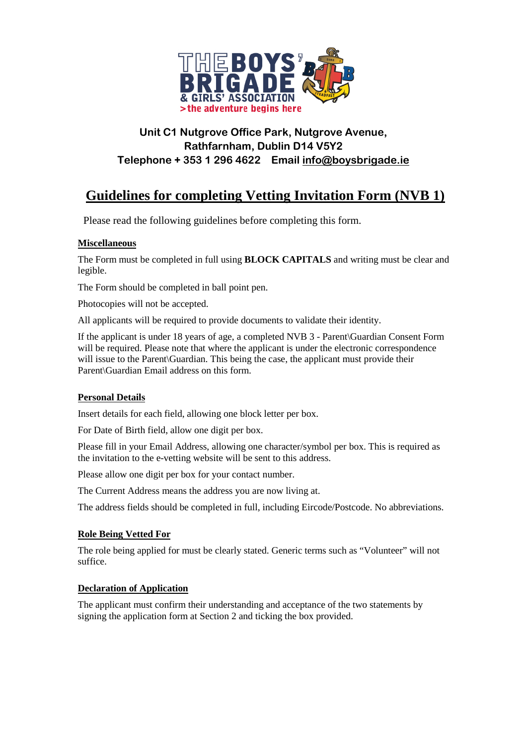Unit C1 Nutgrove Office Park, Nutgrove Avenue,
Rathfarnham, Dublin D14 V5Y2
Telephone + 353 1 296 4622 Email info@boysbrigade.ie

# Guidelines for completing Vetting Invitation Form (NVB 1)

Please read the following guidelines before completing this form.

## Miscellaneous

The Form must be completed in full using **BLOCK CAPITALS** and writing must be clear and legible.

The Form should be completed in ball point pen.

Photocopies will not be accepted.

All applicants will be required to provide documents to validate their identity.

If the applicant is under 18 years of age, a completed NVB 3 - Parent\Guardian Consent Form will be required. Please note that where the applicant is under the electronic correspondence will issue to the Parent\Guardian. This being the case, the applicant must provide their Parent\Guardian Email address on this form.

## Personal Details

Insert details for each field, allowing one block letter per box.

For Date of Birth field, allow one digit per box.

Please fill in your Email Address, allowing one character/symbol per box. This is required as the invitation to the e-vetting website will be sent to this address.

Please allow one digit per box for your contact number.

The Current Address means the address you are now living at.

The address fields should be completed in full, including Eircode/Postcode. No abbreviations.

## Role Being Vetted For

The role being applied for must be clearly stated. Generic terms such as "Volunteer" will not suffice.

## Declaration of Application

The applicant must confirm their understanding and acceptance of the two statements by signing the application form at Section 2 and ticking the box provided.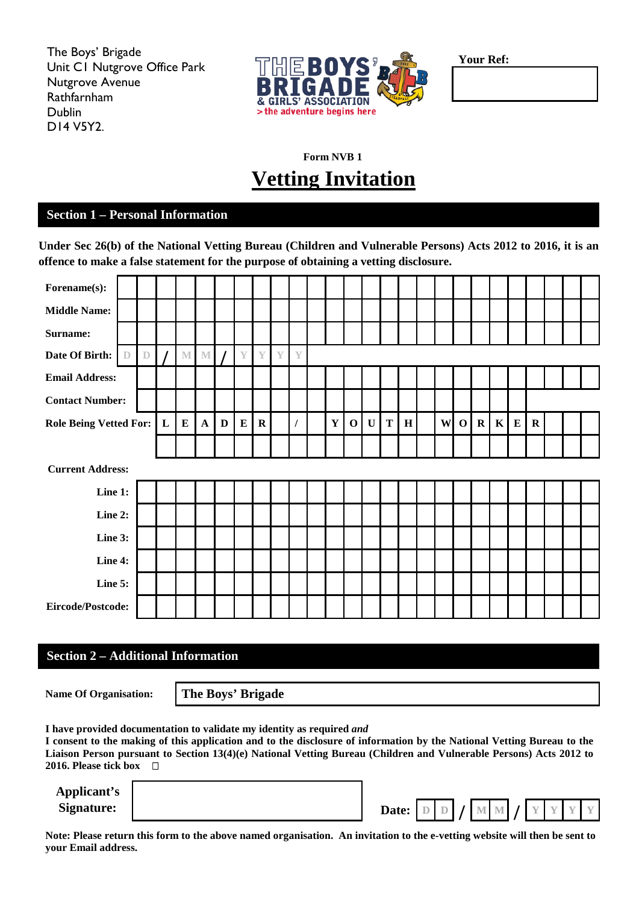The Boys' Brigade
Unit C1 Nutgrove Office Park
Nutgrove Avenue
Rathfarnham
Dublin
D14 V5Y2.

THE BOYS' BRIGADE & GIRLS' ASSOCIATION
> the adventure begins here

**Your Ref:**

**Form NVB 1**

# Vetting Invitation

## Section 1 – Personal Information

**Under Sec 26(b) of the National Vetting Bureau (Children and Vulnerable Persons) Acts 2012 to 2016, it is an offence to make a false statement for the purpose of obtaining a vetting disclosure.**

| | |
|---|---|
| **Forename(s):** | |
| **Middle Name:** | |
| **Surname:** | |
| **Date Of Birth:** | D D / M M / Y Y Y Y |
| **Email Address:** | |
| **Contact Number:** | |
| **Role Being Vetted For:** | LEADER / YOUTH WORKER |

**Current Address:**

| | |
|---|---|
| **Line 1:** | |
| **Line 2:** | |
| **Line 3:** | |
| **Line 4:** | |
| **Line 5:** | |
| **Eircode/Postcode:** | |

## Section 2 – Additional Information

**Name Of Organisation:** **The Boys' Brigade**

**I have provided documentation to validate my identity as required** ***and***
**I consent to the making of this application and to the disclosure of information by the National Vetting Bureau to the Liaison Person pursuant to Section 13(4)(e) National Vetting Bureau (Children and Vulnerable Persons) Acts 2012 to 2016. Please tick box** ☐

**Applicant's Signature:**

**Date:** D D / M M / Y Y Y Y

**Note: Please return this form to the above named organisation. An invitation to the e-vetting website will then be sent to your Email address.**